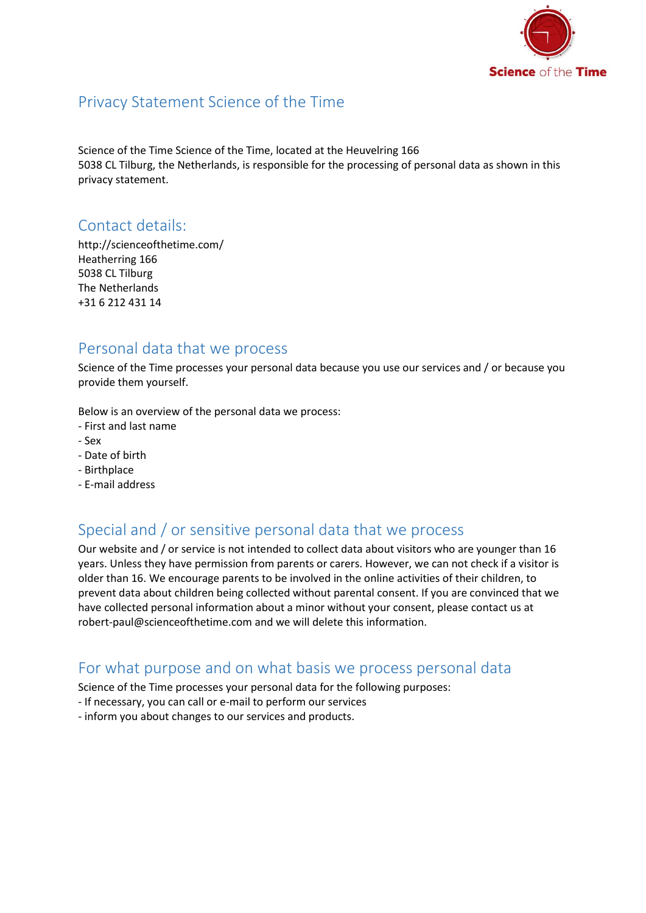# Privacy Statement Science of the Time

Science of the Time Science of the Time, located at the Heuvelring 166
5038 CL Tilburg, the Netherlands, is responsible for the processing of personal data as shown in this privacy statement.

## Contact details:

http://scienceofthetime.com/
Heatherring 166
5038 CL Tilburg
The Netherlands
+31 6 212 431 14

## Personal data that we process

Science of the Time processes your personal data because you use our services and / or because you provide them yourself.

Below is an overview of the personal data we process:
- First and last name
- Sex
- Date of birth
- Birthplace
- E-mail address

## Special and / or sensitive personal data that we process

Our website and / or service is not intended to collect data about visitors who are younger than 16 years. Unless they have permission from parents or carers. However, we can not check if a visitor is older than 16. We encourage parents to be involved in the online activities of their children, to prevent data about children being collected without parental consent. If you are convinced that we have collected personal information about a minor without your consent, please contact us at robert-paul@scienceofthetime.com and we will delete this information.

## For what purpose and on what basis we process personal data

Science of the Time processes your personal data for the following purposes:
- If necessary, you can call or e-mail to perform our services
- inform you about changes to our services and products.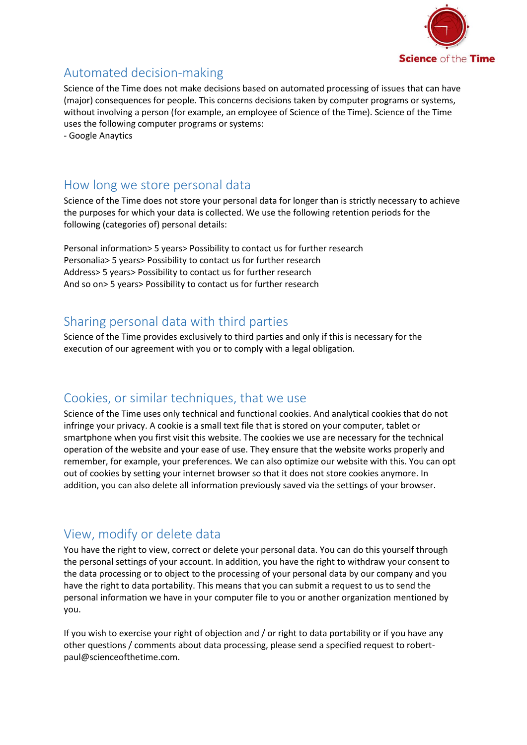## Automated decision-making

Science of the Time does not make decisions based on automated processing of issues that can have (major) consequences for people. This concerns decisions taken by computer programs or systems, without involving a person (for example, an employee of Science of the Time). Science of the Time uses the following computer programs or systems:
- Google Anaytics

## How long we store personal data

Science of the Time does not store your personal data for longer than is strictly necessary to achieve the purposes for which your data is collected. We use the following retention periods for the following (categories of) personal details:

Personal information> 5 years> Possibility to contact us for further research
Personalia> 5 years> Possibility to contact us for further research
Address> 5 years> Possibility to contact us for further research
And so on> 5 years> Possibility to contact us for further research

## Sharing personal data with third parties

Science of the Time provides exclusively to third parties and only if this is necessary for the execution of our agreement with you or to comply with a legal obligation.

## Cookies, or similar techniques, that we use

Science of the Time uses only technical and functional cookies. And analytical cookies that do not infringe your privacy. A cookie is a small text file that is stored on your computer, tablet or smartphone when you first visit this website. The cookies we use are necessary for the technical operation of the website and your ease of use. They ensure that the website works properly and remember, for example, your preferences. We can also optimize our website with this. You can opt out of cookies by setting your internet browser so that it does not store cookies anymore. In addition, you can also delete all information previously saved via the settings of your browser.

## View, modify or delete data

You have the right to view, correct or delete your personal data. You can do this yourself through the personal settings of your account. In addition, you have the right to withdraw your consent to the data processing or to object to the processing of your personal data by our company and you have the right to data portability. This means that you can submit a request to us to send the personal information we have in your computer file to you or another organization mentioned by you.

If you wish to exercise your right of objection and / or right to data portability or if you have any other questions / comments about data processing, please send a specified request to robert-paul@scienceofthetime.com.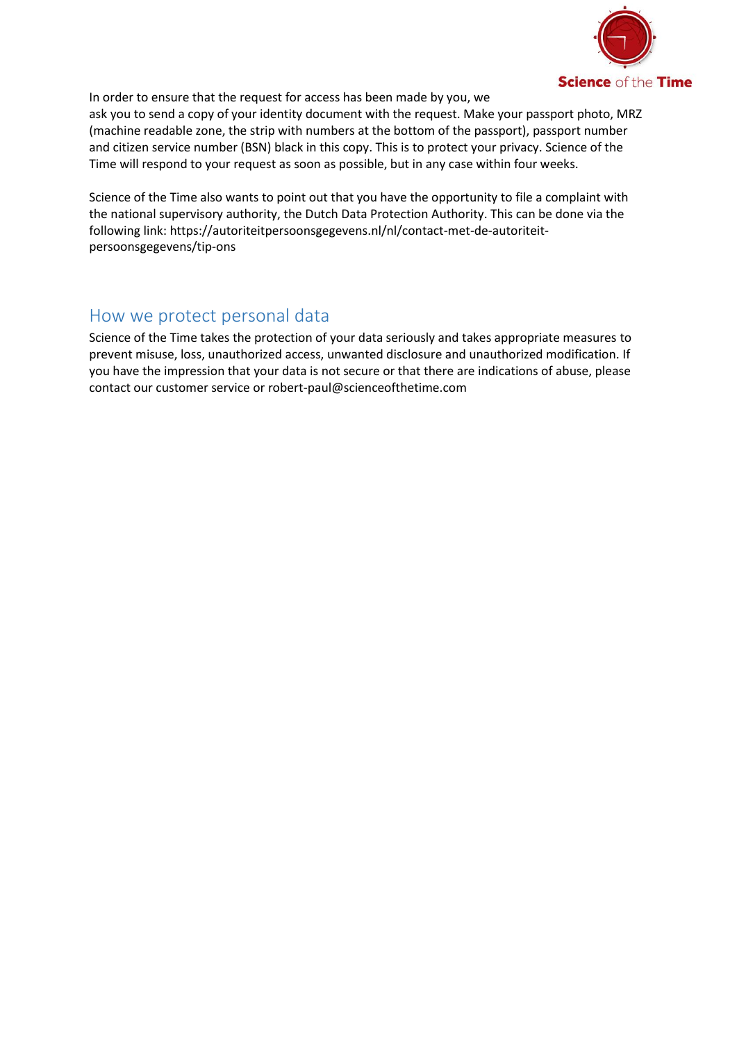In order to ensure that the request for access has been made by you, we ask you to send a copy of your identity document with the request. Make your passport photo, MRZ (machine readable zone, the strip with numbers at the bottom of the passport), passport number and citizen service number (BSN) black in this copy. This is to protect your privacy. Science of the Time will respond to your request as soon as possible, but in any case within four weeks.

Science of the Time also wants to point out that you have the opportunity to file a complaint with the national supervisory authority, the Dutch Data Protection Authority. This can be done via the following link: https://autoriteitpersoonsgegevens.nl/nl/contact-met-de-autoriteit-persoonsgegevens/tip-ons

## How we protect personal data

Science of the Time takes the protection of your data seriously and takes appropriate measures to prevent misuse, loss, unauthorized access, unwanted disclosure and unauthorized modification. If you have the impression that your data is not secure or that there are indications of abuse, please contact our customer service or robert-paul@scienceofthetime.com